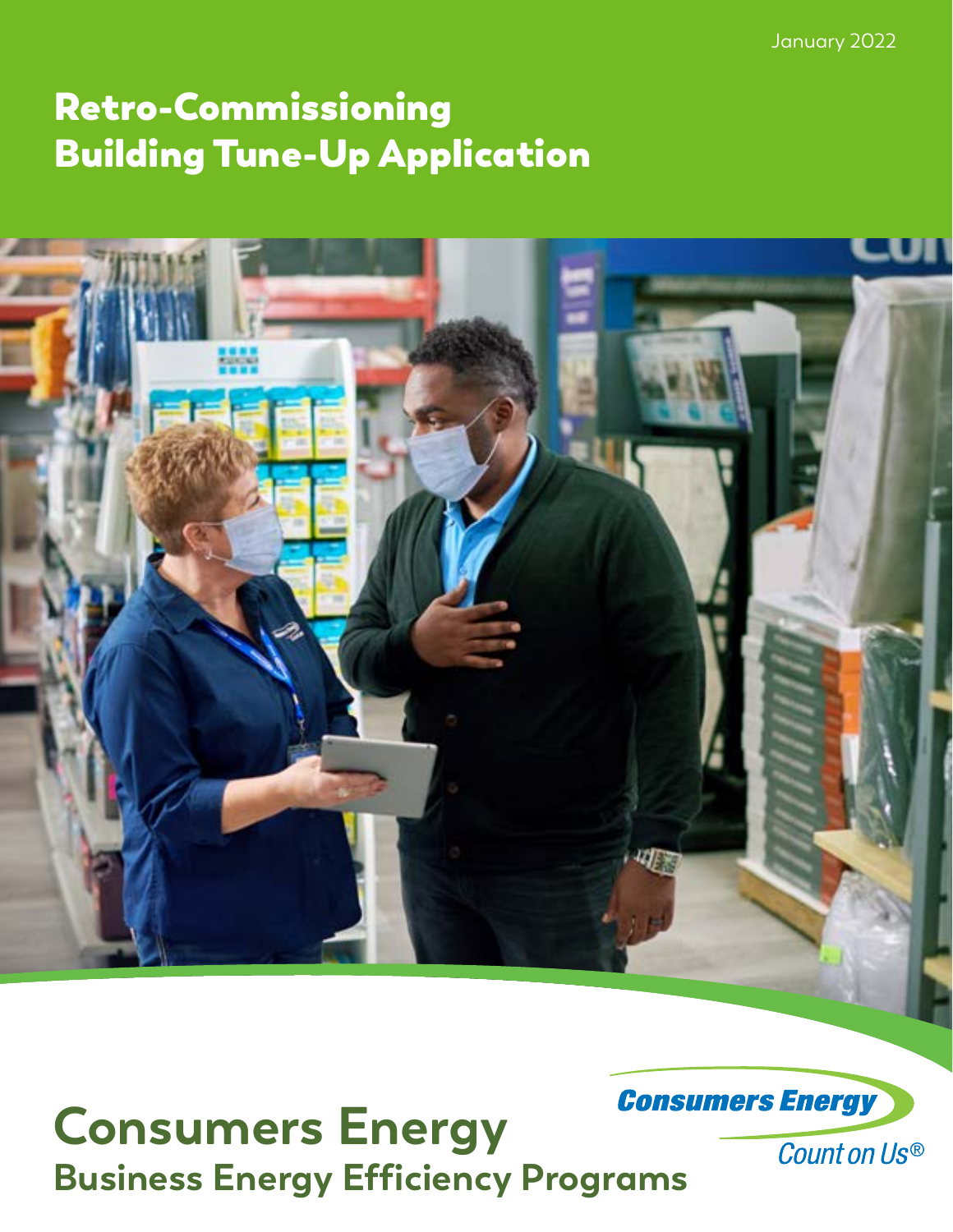January 2022

# Retro-Commissioning Building Tune-Up Application

# Consumers Energy

## Business Energy Efficiency Programs

Consumers Energy

Count on Us®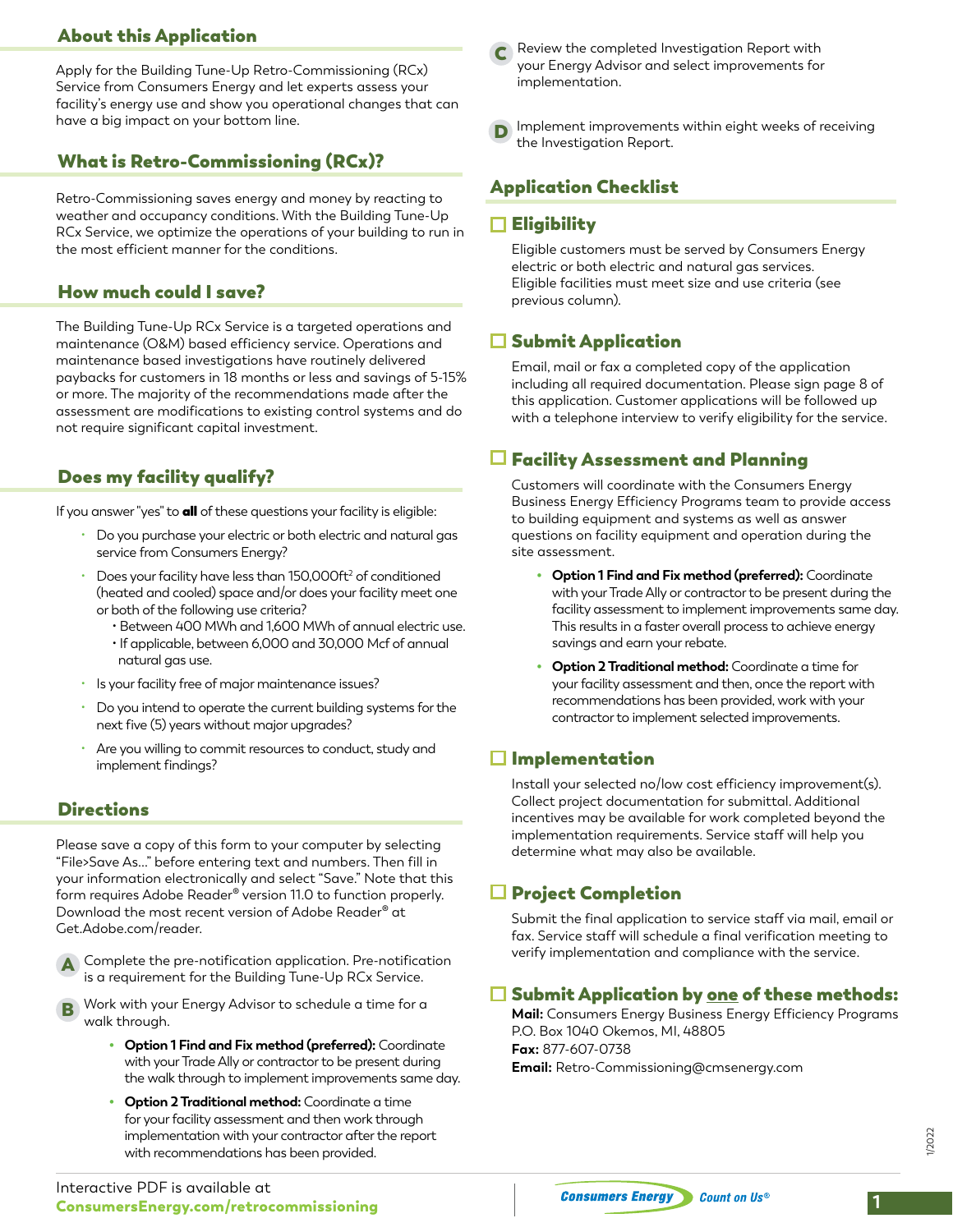## About this Application

Apply for the Building Tune-Up Retro-Commissioning (RCx) Service from Consumers Energy and let experts assess your facility's energy use and show you operational changes that can have a big impact on your bottom line.

## What is Retro-Commissioning (RCx)?

Retro-Commissioning saves energy and money by reacting to weather and occupancy conditions. With the Building Tune-Up RCx Service, we optimize the operations of your building to run in the most efficient manner for the conditions.

## How much could I save?

The Building Tune-Up RCx Service is a targeted operations and maintenance (O&M) based efficiency service. Operations and maintenance based investigations have routinely delivered paybacks for customers in 18 months or less and savings of 5-15% or more. The majority of the recommendations made after the assessment are modifications to existing control systems and do not require significant capital investment.

## Does my facility qualify?

If you answer "yes" to **all** of these questions your facility is eligible:

- Do you purchase your electric or both electric and natural gas service from Consumers Energy?
- Does your facility have less than 150,000ft² of conditioned (heated and cooled) space and/or does your facility meet one or both of the following use criteria?
  - Between 400 MWh and 1,600 MWh of annual electric use.
  - If applicable, between 6,000 and 30,000 Mcf of annual natural gas use.
- Is your facility free of major maintenance issues?
- Do you intend to operate the current building systems for the next five (5) years without major upgrades?
- Are you willing to commit resources to conduct, study and implement findings?

## Directions

Please save a copy of this form to your computer by selecting "File>Save As..." before entering text and numbers. Then fill in your information electronically and select "Save." Note that this form requires Adobe Reader® version 11.0 to function properly. Download the most recent version of Adobe Reader® at Get.Adobe.com/reader.

**A** Complete the pre-notification application. Pre-notification is a requirement for the Building Tune-Up RCx Service.

**B** Work with your Energy Advisor to schedule a time for a walk through.

- **Option 1 Find and Fix method (preferred):** Coordinate with your Trade Ally or contractor to be present during the walk through to implement improvements same day.
- **Option 2 Traditional method:** Coordinate a time for your facility assessment and then work through implementation with your contractor after the report with recommendations has been provided.

**C** Review the completed Investigation Report with your Energy Advisor and select improvements for implementation.

**D** Implement improvements within eight weeks of receiving the Investigation Report.

## Application Checklist

### ☐ Eligibility

Eligible customers must be served by Consumers Energy electric or both electric and natural gas services. Eligible facilities must meet size and use criteria (see previous column).

### ☐ Submit Application

Email, mail or fax a completed copy of the application including all required documentation. Please sign page 8 of this application. Customer applications will be followed up with a telephone interview to verify eligibility for the service.

### ☐ Facility Assessment and Planning

Customers will coordinate with the Consumers Energy Business Energy Efficiency Programs team to provide access to building equipment and systems as well as answer questions on facility equipment and operation during the site assessment.

- **Option 1 Find and Fix method (preferred):** Coordinate with your Trade Ally or contractor to be present during the facility assessment to implement improvements same day. This results in a faster overall process to achieve energy savings and earn your rebate.
- **Option 2 Traditional method:** Coordinate a time for your facility assessment and then, once the report with recommendations has been provided, work with your contractor to implement selected improvements.

### ☐ Implementation

Install your selected no/low cost efficiency improvement(s). Collect project documentation for submittal. Additional incentives may be available for work completed beyond the implementation requirements. Service staff will help you determine what may also be available.

### ☐ Project Completion

Submit the final application to service staff via mail, email or fax. Service staff will schedule a final verification meeting to verify implementation and compliance with the service.

### ☐ Submit Application by one of these methods:

**Mail:** Consumers Energy Business Energy Efficiency Programs
P.O. Box 1040 Okemos, MI, 48805
**Fax:** 877-607-0738
**Email:** Retro-Commissioning@cmsenergy.com

1/2022

Interactive PDF is available at
**ConsumersEnergy.com/retrocommissioning**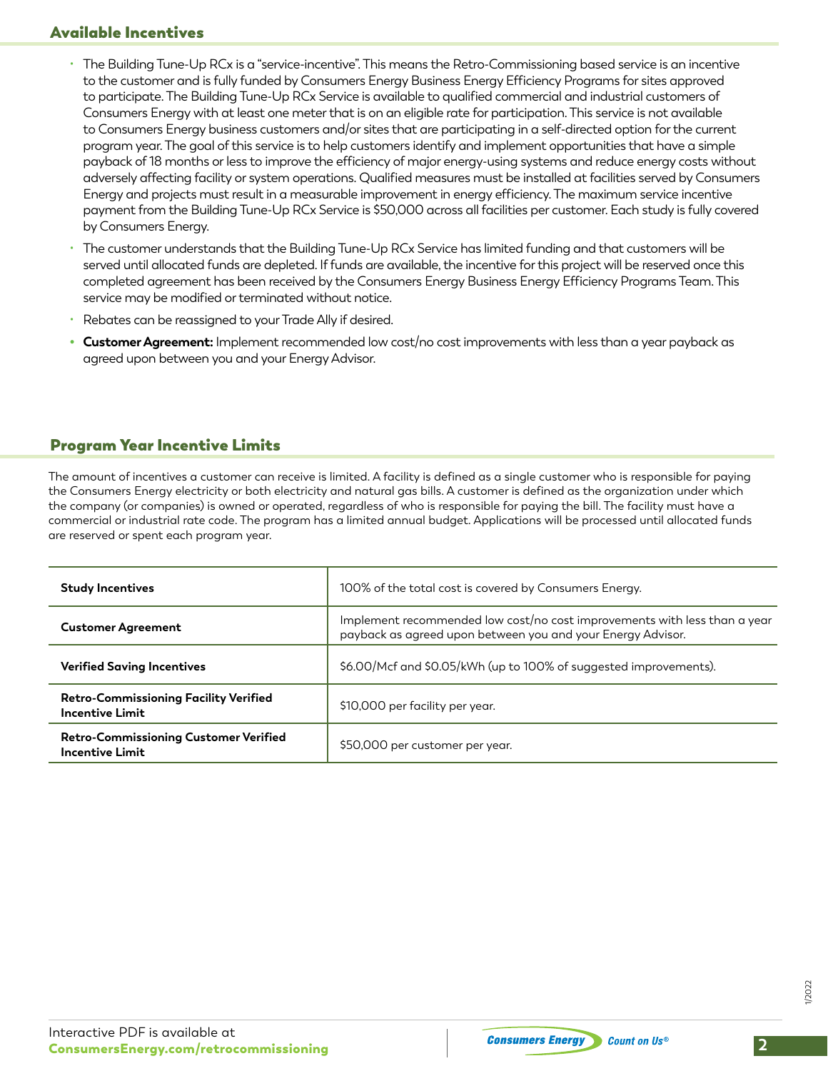## Available Incentives

- The Building Tune-Up RCx is a “service-incentive”. This means the Retro-Commissioning based service is an incentive to the customer and is fully funded by Consumers Energy Business Energy Efficiency Programs for sites approved to participate. The Building Tune-Up RCx Service is available to qualified commercial and industrial customers of Consumers Energy with at least one meter that is on an eligible rate for participation. This service is not available to Consumers Energy business customers and/or sites that are participating in a self-directed option for the current program year. The goal of this service is to help customers identify and implement opportunities that have a simple payback of 18 months or less to improve the efficiency of major energy-using systems and reduce energy costs without adversely affecting facility or system operations. Qualified measures must be installed at facilities served by Consumers Energy and projects must result in a measurable improvement in energy efficiency. The maximum service incentive payment from the Building Tune-Up RCx Service is $50,000 across all facilities per customer. Each study is fully covered by Consumers Energy.
- The customer understands that the Building Tune-Up RCx Service has limited funding and that customers will be served until allocated funds are depleted. If funds are available, the incentive for this project will be reserved once this completed agreement has been received by the Consumers Energy Business Energy Efficiency Programs Team. This service may be modified or terminated without notice.
- Rebates can be reassigned to your Trade Ally if desired.
- **Customer Agreement:** Implement recommended low cost/no cost improvements with less than a year payback as agreed upon between you and your Energy Advisor.

## Program Year Incentive Limits

The amount of incentives a customer can receive is limited. A facility is defined as a single customer who is responsible for paying the Consumers Energy electricity or both electricity and natural gas bills. A customer is defined as the organization under which the company (or companies) is owned or operated, regardless of who is responsible for paying the bill. The facility must have a commercial or industrial rate code. The program has a limited annual budget. Applications will be processed until allocated funds are reserved or spent each program year.

| | |
|---|---|
| **Study Incentives** | 100% of the total cost is covered by Consumers Energy. |
| **Customer Agreement** | Implement recommended low cost/no cost improvements with less than a year payback as agreed upon between you and your Energy Advisor. |
| **Verified Saving Incentives** | $6.00/Mcf and $0.05/kWh (up to 100% of suggested improvements). |
| **Retro-Commissioning Facility Verified Incentive Limit** | $10,000 per facility per year. |
| **Retro-Commissioning Customer Verified Incentive Limit** | $50,000 per customer per year. |

Interactive PDF is available at **ConsumersEnergy.com/retrocommissioning**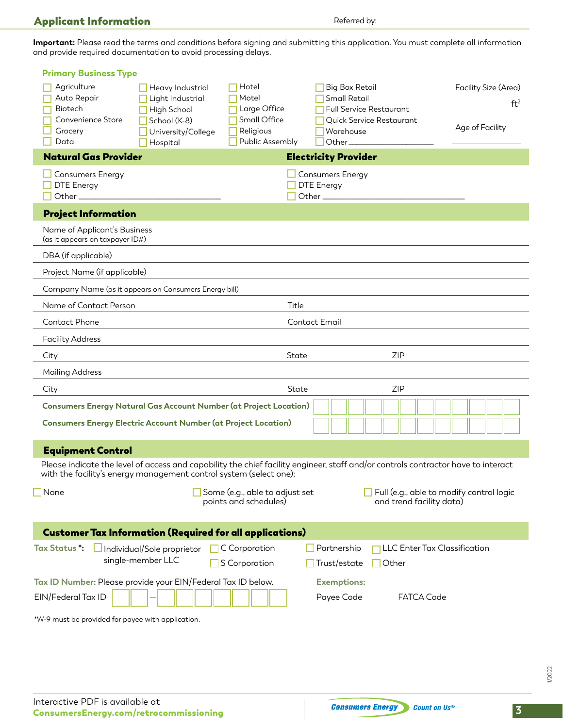## Applicant Information

Referred by: ___________________________

**Important:** Please read the terms and conditions before signing and submitting this application. You must complete all information and provide required documentation to avoid processing delays.

### Primary Business Type

- ☐ Agriculture
- ☐ Auto Repair
- ☐ Biotech
- ☐ Convenience Store
- ☐ Grocery
- ☐ Data
- ☐ Heavy Industrial
- ☐ Light Industrial
- ☐ High School
- ☐ School (K-8)
- ☐ University/College
- ☐ Hospital
- ☐ Hotel
- ☐ Motel
- ☐ Large Office
- ☐ Small Office
- ☐ Religious
- ☐ Public Assembly
- ☐ Big Box Retail
- ☐ Small Retail
- ☐ Full Service Restaurant
- ☐ Quick Service Restaurant
- ☐ Warehouse
- ☐ Other___________________

Facility Size (Area) ___________ $ft^2$

Age of Facility ___________

### Natural Gas Provider

- ☐ Consumers Energy
- ☐ DTE Energy
- ☐ Other ___________________________

### Electricity Provider

- ☐ Consumers Energy
- ☐ DTE Energy
- ☐ Other ___________________________

### Project Information

Name of Applicant's Business (as it appears on taxpayer ID#) ___________________________

DBA (if applicable) ___________________________

Project Name (if applicable) ___________________________

Company Name (as it appears on Consumers Energy bill) ___________________________

Name of Contact Person ___________________________ Title ___________________________

Contact Phone ___________________________ Contact Email ___________________________

Facility Address ___________________________

City ___________________________ State ___________ ZIP ___________

Mailing Address ___________________________

City ___________________________ State ___________ ZIP ___________

**Consumers Energy Natural Gas Account Number (at Project Location)** ☐☐☐☐☐☐☐☐☐☐☐☐

**Consumers Energy Electric Account Number (at Project Location)** ☐☐☐☐☐☐☐☐☐☐☐☐

### Equipment Control

Please indicate the level of access and capability the chief facility engineer, staff and/or controls contractor have to interact with the facility's energy management control system (select one):

- ☐ None
- ☐ Some (e.g., able to adjust set points and schedules)
- ☐ Full (e.g., able to modify control logic and trend facility data)

### Customer Tax Information (Required for all applications)

**Tax Status \*:**

- ☐ Individual/Sole proprietor single-member LLC
- ☐ C Corporation
- ☐ S Corporation
- ☐ Partnership
- ☐ Trust/estate
- ☐ LLC Enter Tax Classification ___________
- ☐ Other

**Tax ID Number:** Please provide your EIN/Federal Tax ID below.

EIN/Federal Tax ID ☐☐ – ☐☐☐☐☐☐☐

**Exemptions:**

Payee Code ___________ FATCA Code ___________

*W-9 must be provided for payee with application.

1/2022

Interactive PDF is available at **ConsumersEnergy.com/retrocommissioning**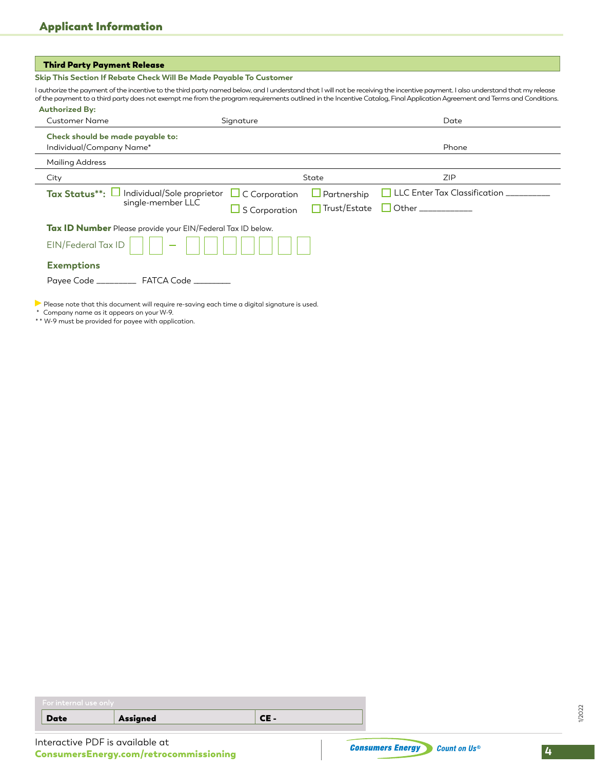## Applicant Information

### Third Party Payment Release

**Skip This Section If Rebate Check Will Be Made Payable To Customer**

I authorize the payment of the incentive to the third party named below, and I understand that I will not be receiving the incentive payment. I also understand that my release of the payment to a third party does not exempt me from the program requirements outlined in the Incentive Catalog, Final Application Agreement and Terms and Conditions.

**Authorized By:**

| Customer Name | Signature | Date |
|---|---|---|

**Check should be made payable to:**

| Individual/Company Name* | Phone |
|---|---|

Mailing Address

| City | State | ZIP |
|---|---|---|

**Tax Status\*\*:** ☐ Individual/Sole proprietor single-member LLC ☐ C Corporation ☐ S Corporation ☐ Partnership ☐ Trust/Estate ☐ LLC Enter Tax Classification ________ ☐ Other __________

**Tax ID Number** Please provide your EIN/Federal Tax ID below.

EIN/Federal Tax ID ☐☐ – ☐☐☐☐☐☐☐

**Exemptions**

Payee Code ________ FATCA Code ________

▶ Please note that this document will require re-saving each time a digital signature is used.

\* Company name as it appears on your W-9.

\*\* W-9 must be provided for payee with application.

For internal use only

| Date | Assigned | CE - |
|---|---|---|

Interactive PDF is available at **ConsumersEnergy.com/retrocommissioning**

Consumers Energy Count on Us®

1/2022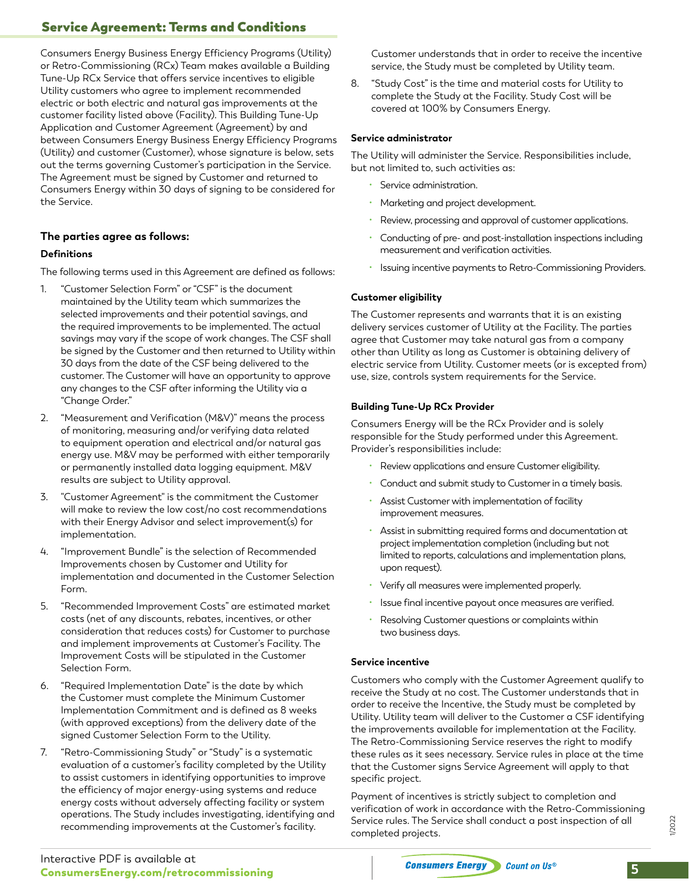## Service Agreement: Terms and Conditions

Consumers Energy Business Energy Efficiency Programs (Utility) or Retro-Commissioning (RCx) Team makes available a Building Tune-Up RCx Service that offers service incentives to eligible Utility customers who agree to implement recommended electric or both electric and natural gas improvements at the customer facility listed above (Facility). This Building Tune-Up Application and Customer Agreement (Agreement) by and between Consumers Energy Business Energy Efficiency Programs (Utility) and customer (Customer), whose signature is below, sets out the terms governing Customer's participation in the Service. The Agreement must be signed by Customer and returned to Consumers Energy within 30 days of signing to be considered for the Service.

### The parties agree as follows:

#### Definitions

The following terms used in this Agreement are defined as follows:

1. "Customer Selection Form" or "CSF" is the document maintained by the Utility team which summarizes the selected improvements and their potential savings, and the required improvements to be implemented. The actual savings may vary if the scope of work changes. The CSF shall be signed by the Customer and then returned to Utility within 30 days from the date of the CSF being delivered to the customer. The Customer will have an opportunity to approve any changes to the CSF after informing the Utility via a "Change Order."
2. "Measurement and Verification (M&V)" means the process of monitoring, measuring and/or verifying data related to equipment operation and electrical and/or natural gas energy use. M&V may be performed with either temporarily or permanently installed data logging equipment. M&V results are subject to Utility approval.
3. "Customer Agreement" is the commitment the Customer will make to review the low cost/no cost recommendations with their Energy Advisor and select improvement(s) for implementation.
4. "Improvement Bundle" is the selection of Recommended Improvements chosen by Customer and Utility for implementation and documented in the Customer Selection Form.
5. "Recommended Improvement Costs" are estimated market costs (net of any discounts, rebates, incentives, or other consideration that reduces costs) for Customer to purchase and implement improvements at Customer's Facility. The Improvement Costs will be stipulated in the Customer Selection Form.
6. "Required Implementation Date" is the date by which the Customer must complete the Minimum Customer Implementation Commitment and is defined as 8 weeks (with approved exceptions) from the delivery date of the signed Customer Selection Form to the Utility.
7. "Retro-Commissioning Study" or "Study" is a systematic evaluation of a customer's facility completed by the Utility to assist customers in identifying opportunities to improve the efficiency of major energy-using systems and reduce energy costs without adversely affecting facility or system operations. The Study includes investigating, identifying and recommending improvements at the Customer's facility. Customer understands that in order to receive the incentive service, the Study must be completed by Utility team.
8. "Study Cost" is the time and material costs for Utility to complete the Study at the Facility. Study Cost will be covered at 100% by Consumers Energy.

#### Service administrator

The Utility will administer the Service. Responsibilities include, but not limited to, such activities as:

- Service administration.
- Marketing and project development.
- Review, processing and approval of customer applications.
- Conducting of pre- and post-installation inspections including measurement and verification activities.
- Issuing incentive payments to Retro-Commissioning Providers.

#### Customer eligibility

The Customer represents and warrants that it is an existing delivery services customer of Utility at the Facility. The parties agree that Customer may take natural gas from a company other than Utility as long as Customer is obtaining delivery of electric service from Utility. Customer meets (or is excepted from) use, size, controls system requirements for the Service.

#### Building Tune-Up RCx Provider

Consumers Energy will be the RCx Provider and is solely responsible for the Study performed under this Agreement. Provider's responsibilities include:

- Review applications and ensure Customer eligibility.
- Conduct and submit study to Customer in a timely basis.
- Assist Customer with implementation of facility improvement measures.
- Assist in submitting required forms and documentation at project implementation completion (including but not limited to reports, calculations and implementation plans, upon request).
- Verify all measures were implemented properly.
- Issue final incentive payout once measures are verified.
- Resolving Customer questions or complaints within two business days.

#### Service incentive

Customers who comply with the Customer Agreement qualify to receive the Study at no cost. The Customer understands that in order to receive the Incentive, the Study must be completed by Utility. Utility team will deliver to the Customer a CSF identifying the improvements available for implementation at the Facility. The Retro-Commissioning Service reserves the right to modify these rules as it sees necessary. Service rules in place at the time that the Customer signs Service Agreement will apply to that specific project.

Payment of incentives is strictly subject to completion and verification of work in accordance with the Retro-Commissioning Service rules. The Service shall conduct a post inspection of all completed projects.

Interactive PDF is available at **ConsumersEnergy.com/retrocommissioning**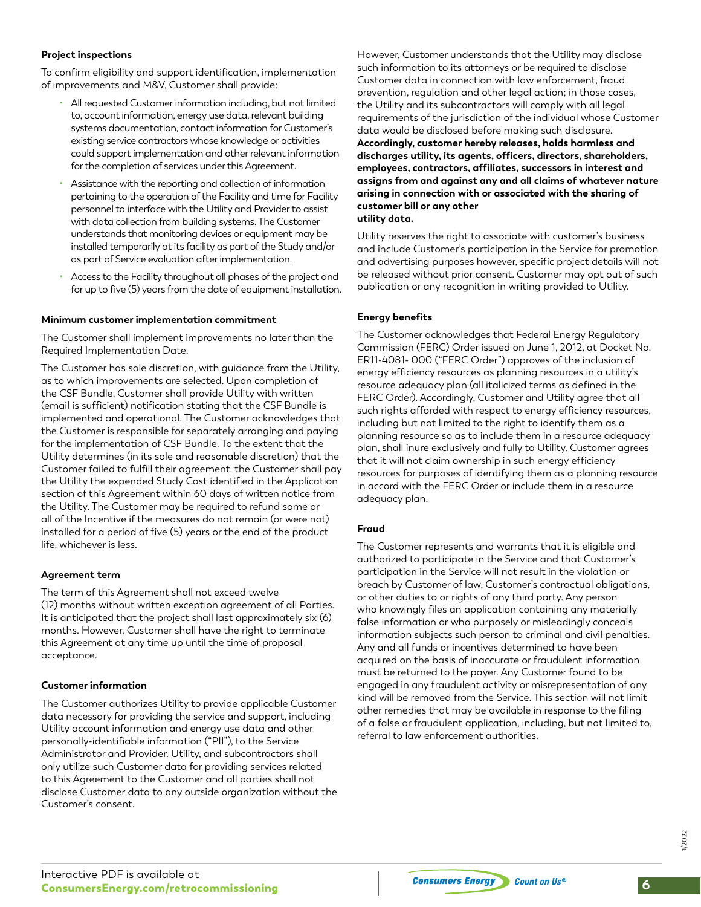#### Project inspections

To confirm eligibility and support identification, implementation of improvements and M&V, Customer shall provide:

- All requested Customer information including, but not limited to, account information, energy use data, relevant building systems documentation, contact information for Customer's existing service contractors whose knowledge or activities could support implementation and other relevant information for the completion of services under this Agreement.
- Assistance with the reporting and collection of information pertaining to the operation of the Facility and time for Facility personnel to interface with the Utility and Provider to assist with data collection from building systems. The Customer understands that monitoring devices or equipment may be installed temporarily at its facility as part of the Study and/or as part of Service evaluation after implementation.
- Access to the Facility throughout all phases of the project and for up to five (5) years from the date of equipment installation.

#### Minimum customer implementation commitment

The Customer shall implement improvements no later than the Required Implementation Date.

The Customer has sole discretion, with guidance from the Utility, as to which improvements are selected. Upon completion of the CSF Bundle, Customer shall provide Utility with written (email is sufficient) notification stating that the CSF Bundle is implemented and operational. The Customer acknowledges that the Customer is responsible for separately arranging and paying for the implementation of CSF Bundle. To the extent that the Utility determines (in its sole and reasonable discretion) that the Customer failed to fulfill their agreement, the Customer shall pay the Utility the expended Study Cost identified in the Application section of this Agreement within 60 days of written notice from the Utility. The Customer may be required to refund some or all of the Incentive if the measures do not remain (or were not) installed for a period of five (5) years or the end of the product life, whichever is less.

#### Agreement term

The term of this Agreement shall not exceed twelve (12) months without written exception agreement of all Parties. It is anticipated that the project shall last approximately six (6) months. However, Customer shall have the right to terminate this Agreement at any time up until the time of proposal acceptance.

#### Customer information

The Customer authorizes Utility to provide applicable Customer data necessary for providing the service and support, including Utility account information and energy use data and other personally-identifiable information ("PII"), to the Service Administrator and Provider. Utility, and subcontractors shall only utilize such Customer data for providing services related to this Agreement to the Customer and all parties shall not disclose Customer data to any outside organization without the Customer's consent.

However, Customer understands that the Utility may disclose such information to its attorneys or be required to disclose Customer data in connection with law enforcement, fraud prevention, regulation and other legal action; in those cases, the Utility and its subcontractors will comply with all legal requirements of the jurisdiction of the individual whose Customer data would be disclosed before making such disclosure. **Accordingly, customer hereby releases, holds harmless and discharges utility, its agents, officers, directors, shareholders, employees, contractors, affiliates, successors in interest and assigns from and against any and all claims of whatever nature arising in connection with or associated with the sharing of customer bill or any other utility data.**

Utility reserves the right to associate with customer's business and include Customer's participation in the Service for promotion and advertising purposes however, specific project details will not be released without prior consent. Customer may opt out of such publication or any recognition in writing provided to Utility.

#### Energy benefits

The Customer acknowledges that Federal Energy Regulatory Commission (FERC) Order issued on June 1, 2012, at Docket No. ER11-4081- 000 ("FERC Order") approves of the inclusion of energy efficiency resources as planning resources in a utility's resource adequacy plan (all italicized terms as defined in the FERC Order). Accordingly, Customer and Utility agree that all such rights afforded with respect to energy efficiency resources, including but not limited to the right to identify them as a planning resource so as to include them in a resource adequacy plan, shall inure exclusively and fully to Utility. Customer agrees that it will not claim ownership in such energy efficiency resources for purposes of identifying them as a planning resource in accord with the FERC Order or include them in a resource adequacy plan.

#### Fraud

The Customer represents and warrants that it is eligible and authorized to participate in the Service and that Customer's participation in the Service will not result in the violation or breach by Customer of law, Customer's contractual obligations, or other duties to or rights of any third party. Any person who knowingly files an application containing any materially false information or who purposely or misleadingly conceals information subjects such person to criminal and civil penalties. Any and all funds or incentives determined to have been acquired on the basis of inaccurate or fraudulent information must be returned to the payer. Any Customer found to be engaged in any fraudulent activity or misrepresentation of any kind will be removed from the Service. This section will not limit other remedies that may be available in response to the filing of a false or fraudulent application, including, but not limited to, referral to law enforcement authorities.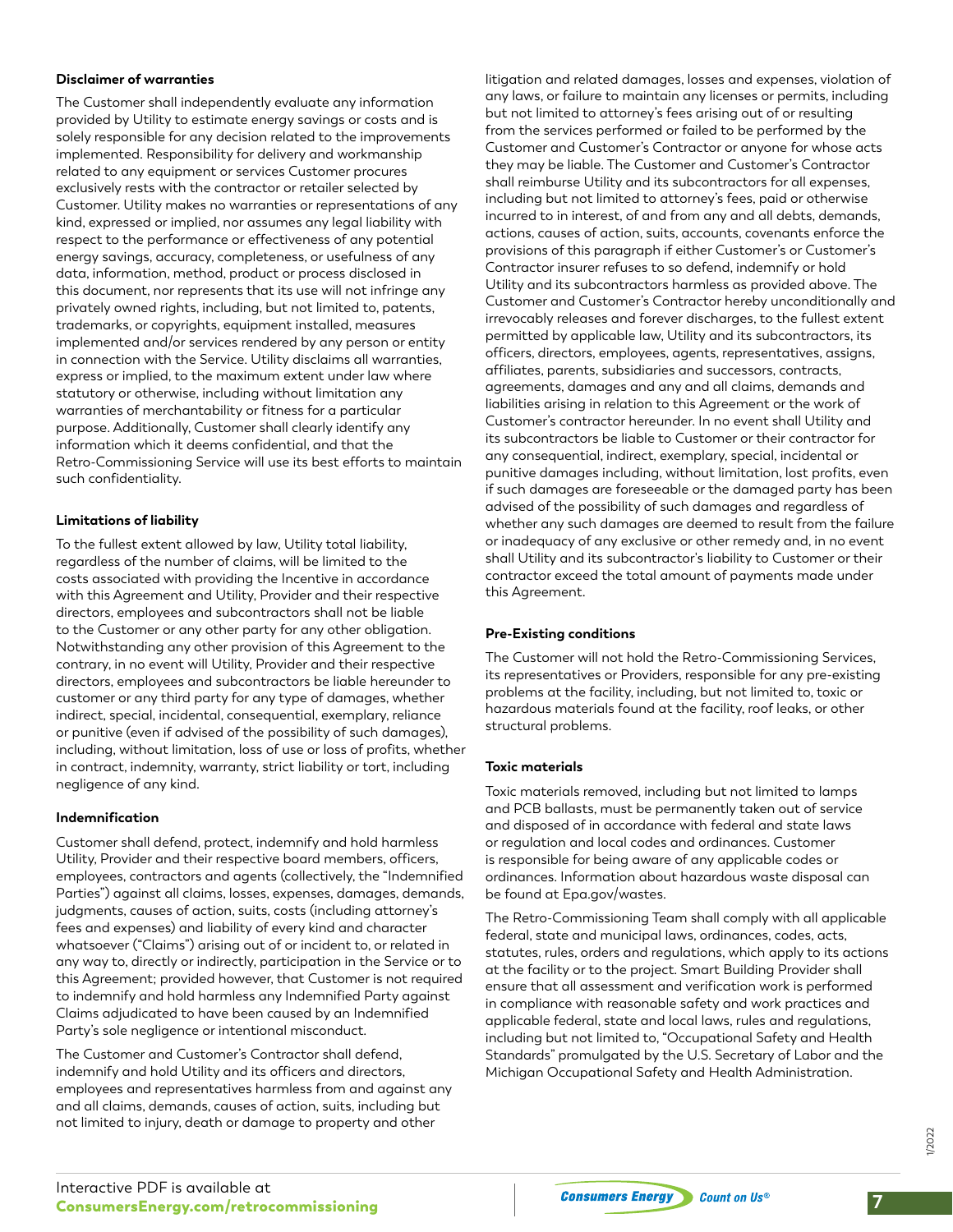#### Disclaimer of warranties

The Customer shall independently evaluate any information provided by Utility to estimate energy savings or costs and is solely responsible for any decision related to the improvements implemented. Responsibility for delivery and workmanship related to any equipment or services Customer procures exclusively rests with the contractor or retailer selected by Customer. Utility makes no warranties or representations of any kind, expressed or implied, nor assumes any legal liability with respect to the performance or effectiveness of any potential energy savings, accuracy, completeness, or usefulness of any data, information, method, product or process disclosed in this document, nor represents that its use will not infringe any privately owned rights, including, but not limited to, patents, trademarks, or copyrights, equipment installed, measures implemented and/or services rendered by any person or entity in connection with the Service. Utility disclaims all warranties, express or implied, to the maximum extent under law where statutory or otherwise, including without limitation any warranties of merchantability or fitness for a particular purpose. Additionally, Customer shall clearly identify any information which it deems confidential, and that the Retro-Commissioning Service will use its best efforts to maintain such confidentiality.

#### Limitations of liability

To the fullest extent allowed by law, Utility total liability, regardless of the number of claims, will be limited to the costs associated with providing the Incentive in accordance with this Agreement and Utility, Provider and their respective directors, employees and subcontractors shall not be liable to the Customer or any other party for any other obligation. Notwithstanding any other provision of this Agreement to the contrary, in no event will Utility, Provider and their respective directors, employees and subcontractors be liable hereunder to customer or any third party for any type of damages, whether indirect, special, incidental, consequential, exemplary, reliance or punitive (even if advised of the possibility of such damages), including, without limitation, loss of use or loss of profits, whether in contract, indemnity, warranty, strict liability or tort, including negligence of any kind.

#### Indemnification

Customer shall defend, protect, indemnify and hold harmless Utility, Provider and their respective board members, officers, employees, contractors and agents (collectively, the "Indemnified Parties") against all claims, losses, expenses, damages, demands, judgments, causes of action, suits, costs (including attorney's fees and expenses) and liability of every kind and character whatsoever ("Claims") arising out of or incident to, or related in any way to, directly or indirectly, participation in the Service or to this Agreement; provided however, that Customer is not required to indemnify and hold harmless any Indemnified Party against Claims adjudicated to have been caused by an Indemnified Party's sole negligence or intentional misconduct.

The Customer and Customer's Contractor shall defend, indemnify and hold Utility and its officers and directors, employees and representatives harmless from and against any and all claims, demands, causes of action, suits, including but not limited to injury, death or damage to property and other litigation and related damages, losses and expenses, violation of any laws, or failure to maintain any licenses or permits, including but not limited to attorney's fees arising out of or resulting from the services performed or failed to be performed by the Customer and Customer's Contractor or anyone for whose acts they may be liable. The Customer and Customer's Contractor shall reimburse Utility and its subcontractors for all expenses, including but not limited to attorney's fees, paid or otherwise incurred to in interest, of and from any and all debts, demands, actions, causes of action, suits, accounts, covenants enforce the provisions of this paragraph if either Customer's or Customer's Contractor insurer refuses to so defend, indemnify or hold Utility and its subcontractors harmless as provided above. The Customer and Customer's Contractor hereby unconditionally and irrevocably releases and forever discharges, to the fullest extent permitted by applicable law, Utility and its subcontractors, its officers, directors, employees, agents, representatives, assigns, affiliates, parents, subsidiaries and successors, contracts, agreements, damages and any and all claims, demands and liabilities arising in relation to this Agreement or the work of Customer's contractor hereunder. In no event shall Utility and its subcontractors be liable to Customer or their contractor for any consequential, indirect, exemplary, special, incidental or punitive damages including, without limitation, lost profits, even if such damages are foreseeable or the damaged party has been advised of the possibility of such damages and regardless of whether any such damages are deemed to result from the failure or inadequacy of any exclusive or other remedy and, in no event shall Utility and its subcontractor's liability to Customer or their contractor exceed the total amount of payments made under this Agreement.

#### Pre-Existing conditions

The Customer will not hold the Retro-Commissioning Services, its representatives or Providers, responsible for any pre-existing problems at the facility, including, but not limited to, toxic or hazardous materials found at the facility, roof leaks, or other structural problems.

#### Toxic materials

Toxic materials removed, including but not limited to lamps and PCB ballasts, must be permanently taken out of service and disposed of in accordance with federal and state laws or regulation and local codes and ordinances. Customer is responsible for being aware of any applicable codes or ordinances. Information about hazardous waste disposal can be found at Epa.gov/wastes.

The Retro-Commissioning Team shall comply with all applicable federal, state and municipal laws, ordinances, codes, acts, statutes, rules, orders and regulations, which apply to its actions at the facility or to the project. Smart Building Provider shall ensure that all assessment and verification work is performed in compliance with reasonable safety and work practices and applicable federal, state and local laws, rules and regulations, including but not limited to, "Occupational Safety and Health Standards" promulgated by the U.S. Secretary of Labor and the Michigan Occupational Safety and Health Administration.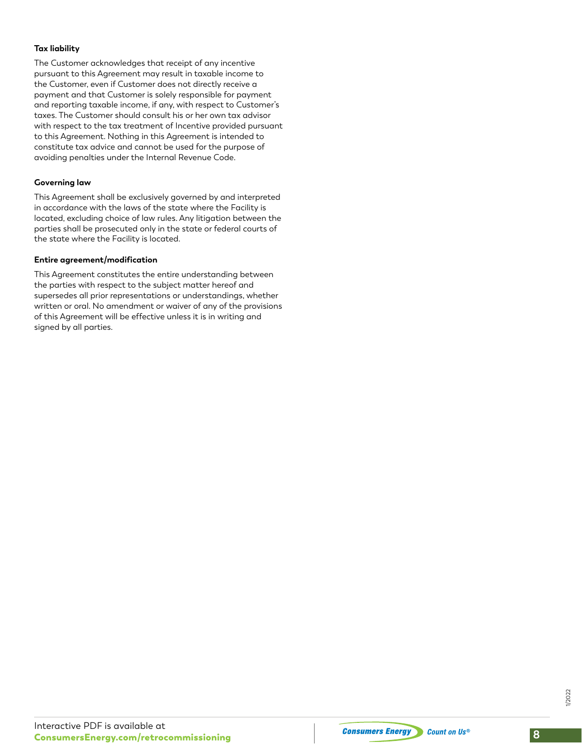**Tax liability**

The Customer acknowledges that receipt of any incentive pursuant to this Agreement may result in taxable income to the Customer, even if Customer does not directly receive a payment and that Customer is solely responsible for payment and reporting taxable income, if any, with respect to Customer's taxes. The Customer should consult his or her own tax advisor with respect to the tax treatment of Incentive provided pursuant to this Agreement. Nothing in this Agreement is intended to constitute tax advice and cannot be used for the purpose of avoiding penalties under the Internal Revenue Code.

**Governing law**

This Agreement shall be exclusively governed by and interpreted in accordance with the laws of the state where the Facility is located, excluding choice of law rules. Any litigation between the parties shall be prosecuted only in the state or federal courts of the state where the Facility is located.

**Entire agreement/modification**

This Agreement constitutes the entire understanding between the parties with respect to the subject matter hereof and supersedes all prior representations or understandings, whether written or oral. No amendment or waiver of any of the provisions of this Agreement will be effective unless it is in writing and signed by all parties.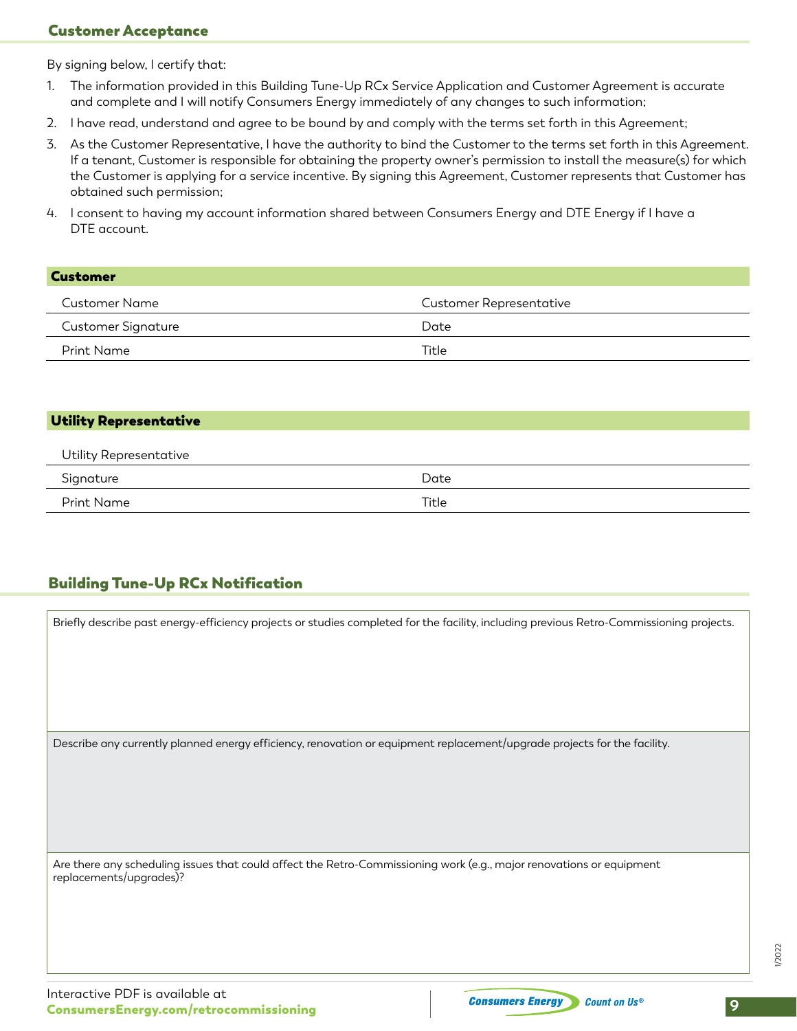## Customer Acceptance

By signing below, I certify that:

1. The information provided in this Building Tune-Up RCx Service Application and Customer Agreement is accurate and complete and I will notify Consumers Energy immediately of any changes to such information;
2. I have read, understand and agree to be bound by and comply with the terms set forth in this Agreement;
3. As the Customer Representative, I have the authority to bind the Customer to the terms set forth in this Agreement. If a tenant, Customer is responsible for obtaining the property owner's permission to install the measure(s) for which the Customer is applying for a service incentive. By signing this Agreement, Customer represents that Customer has obtained such permission;
4. I consent to having my account information shared between Consumers Energy and DTE Energy if I have a DTE account.

### Customer

| | |
|---|---|
| Customer Name | Customer Representative |
| Customer Signature | Date |
| Print Name | Title |

### Utility Representative

| | |
|---|---|
| Utility Representative | |
| Signature | Date |
| Print Name | Title |

## Building Tune-Up RCx Notification

Briefly describe past energy-efficiency projects or studies completed for the facility, including previous Retro-Commissioning projects.

Describe any currently planned energy efficiency, renovation or equipment replacement/upgrade projects for the facility.

Are there any scheduling issues that could affect the Retro-Commissioning work (e.g., major renovations or equipment replacements/upgrades)?

Interactive PDF is available at **ConsumersEnergy.com/retrocommissioning**

Consumers Energy Count on Us®

1/2022